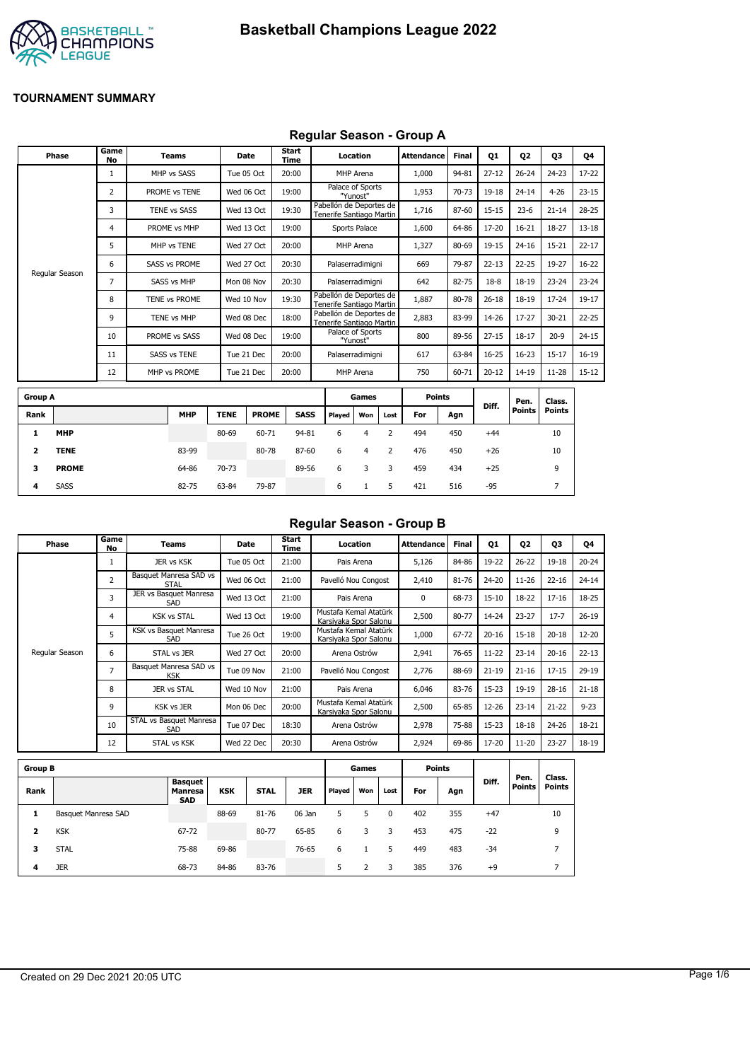# Basketball Champions League 2022

**TOURNAMENT SUMMARY**

## Regular Season - Group A

| Phase | Game No | Teams | Date | Start Time | Location | Attendance | Final | Q1 | Q2 | Q3 | Q4 |
|---|---|---|---|---|---|---|---|---|---|---|---|
| Regular Season | 1 | MHP vs SASS | Tue 05 Oct | 20:00 | MHP Arena | 1,000 | 94-81 | 27-12 | 26-24 | 24-23 | 17-22 |
| | 2 | PROME vs TENE | Wed 06 Oct | 19:00 | Palace of Sports "Yunost" | 1,953 | 70-73 | 19-18 | 24-14 | 4-26 | 23-15 |
| | 3 | TENE vs SASS | Wed 13 Oct | 19:30 | Pabellón de Deportes de Tenerife Santiago Martin | 1,716 | 87-60 | 15-15 | 23-6 | 21-14 | 28-25 |
| | 4 | PROME vs MHP | Wed 13 Oct | 19:00 | Sports Palace | 1,600 | 64-86 | 17-20 | 16-21 | 18-27 | 13-18 |
| | 5 | MHP vs TENE | Wed 27 Oct | 20:00 | MHP Arena | 1,327 | 80-69 | 19-15 | 24-16 | 15-21 | 22-17 |
| | 6 | SASS vs PROME | Wed 27 Oct | 20:30 | Palaserradimigni | 669 | 79-87 | 22-13 | 22-25 | 19-27 | 16-22 |
| | 7 | SASS vs MHP | Mon 08 Nov | 20:30 | Palaserradimigni | 642 | 82-75 | 18-8 | 18-19 | 23-24 | 23-24 |
| | 8 | TENE vs PROME | Wed 10 Nov | 19:30 | Pabellón de Deportes de Tenerife Santiago Martin | 1,887 | 80-78 | 26-18 | 18-19 | 17-24 | 19-17 |
| | 9 | TENE vs MHP | Wed 08 Dec | 18:00 | Pabellón de Deportes de Tenerife Santiago Martin | 2,883 | 83-99 | 14-26 | 17-27 | 30-21 | 22-25 |
| | 10 | PROME vs SASS | Wed 08 Dec | 19:00 | Palace of Sports "Yunost" | 800 | 89-56 | 27-15 | 18-17 | 20-9 | 24-15 |
| | 11 | SASS vs TENE | Tue 21 Dec | 20:00 | Palaserradimigni | 617 | 63-84 | 16-25 | 16-23 | 15-17 | 16-19 |
| | 12 | MHP vs PROME | Tue 21 Dec | 20:00 | MHP Arena | 750 | 60-71 | 20-12 | 14-19 | 11-28 | 15-12 |

| Group A | | | | | | Games | | | Points | | Diff. | Pen. Points | Class. Points |
|---|---|---|---|---|---|---|---|---|---|---|---|---|---|
| Rank | | MHP | TENE | PROME | SASS | Played | Won | Lost | For | Agn | | | |
| 1 | **MHP** | | 80-69 | 60-71 | 94-81 | 6 | 4 | 2 | 494 | 450 | +44 | | 10 |
| 2 | **TENE** | 83-99 | | 80-78 | 87-60 | 6 | 4 | 2 | 476 | 450 | +26 | | 10 |
| 3 | **PROME** | 64-86 | 70-73 | | 89-56 | 6 | 3 | 3 | 459 | 434 | +25 | | 9 |
| 4 | SASS | 82-75 | 63-84 | 79-87 | | 6 | 1 | 5 | 421 | 516 | -95 | | 7 |

## Regular Season - Group B

| Phase | Game No | Teams | Date | Start Time | Location | Attendance | Final | Q1 | Q2 | Q3 | Q4 |
|---|---|---|---|---|---|---|---|---|---|---|---|
| Regular Season | 1 | JER vs KSK | Tue 05 Oct | 21:00 | Pais Arena | 5,126 | 84-86 | 19-22 | 26-22 | 19-18 | 20-24 |
| | 2 | Basquet Manresa SAD vs STAL | Wed 06 Oct | 21:00 | Pavelló Nou Congost | 2,410 | 81-76 | 24-20 | 11-26 | 22-16 | 24-14 |
| | 3 | JER vs Basquet Manresa SAD | Wed 13 Oct | 21:00 | Pais Arena | 0 | 68-73 | 15-10 | 18-22 | 17-16 | 18-25 |
| | 4 | KSK vs STAL | Wed 13 Oct | 19:00 | Mustafa Kemal Atatürk Karsiyaka Spor Salonu | 2,500 | 80-77 | 14-24 | 23-27 | 17-7 | 26-19 |
| | 5 | KSK vs Basquet Manresa SAD | Tue 26 Oct | 19:00 | Mustafa Kemal Atatürk Karsiyaka Spor Salonu | 1,000 | 67-72 | 20-16 | 15-18 | 20-18 | 12-20 |
| | 6 | STAL vs JER | Wed 27 Oct | 20:00 | Arena Ostrów | 2,941 | 76-65 | 11-22 | 23-14 | 20-16 | 22-13 |
| | 7 | Basquet Manresa SAD vs KSK | Tue 09 Nov | 21:00 | Pavelló Nou Congost | 2,776 | 88-69 | 21-19 | 21-16 | 17-15 | 29-19 |
| | 8 | JER vs STAL | Wed 10 Nov | 21:00 | Pais Arena | 6,046 | 83-76 | 15-23 | 19-19 | 28-16 | 21-18 |
| | 9 | KSK vs JER | Mon 06 Dec | 20:00 | Mustafa Kemal Atatürk Karsiyaka Spor Salonu | 2,500 | 65-85 | 12-26 | 23-14 | 21-22 | 9-23 |
| | 10 | STAL vs Basquet Manresa SAD | Tue 07 Dec | 18:30 | Arena Ostrów | 2,978 | 75-88 | 15-23 | 18-18 | 24-26 | 18-21 |
| | 12 | STAL vs KSK | Wed 22 Dec | 20:30 | Arena Ostrów | 2,924 | 69-86 | 17-20 | 11-20 | 23-27 | 18-19 |

| Group B | | | | | | Games | | | Points | | Diff. | Pen. Points | Class. Points |
|---|---|---|---|---|---|---|---|---|---|---|---|---|---|
| Rank | | Basquet Manresa SAD | KSK | STAL | JER | Played | Won | Lost | For | Agn | | | |
| 1 | Basquet Manresa SAD | | 88-69 | 81-76 | 06 Jan | 5 | 5 | 0 | 402 | 355 | +47 | | 10 |
| 2 | KSK | 67-72 | | 80-77 | 65-85 | 6 | 3 | 3 | 453 | 475 | -22 | | 9 |
| 3 | STAL | 75-88 | 69-86 | | 76-65 | 6 | 1 | 5 | 449 | 483 | -34 | | 7 |
| 4 | JER | 68-73 | 84-86 | 83-76 | | 5 | 2 | 3 | 385 | 376 | +9 | | 7 |

Created on 29 Dec 2021 20:05 UTC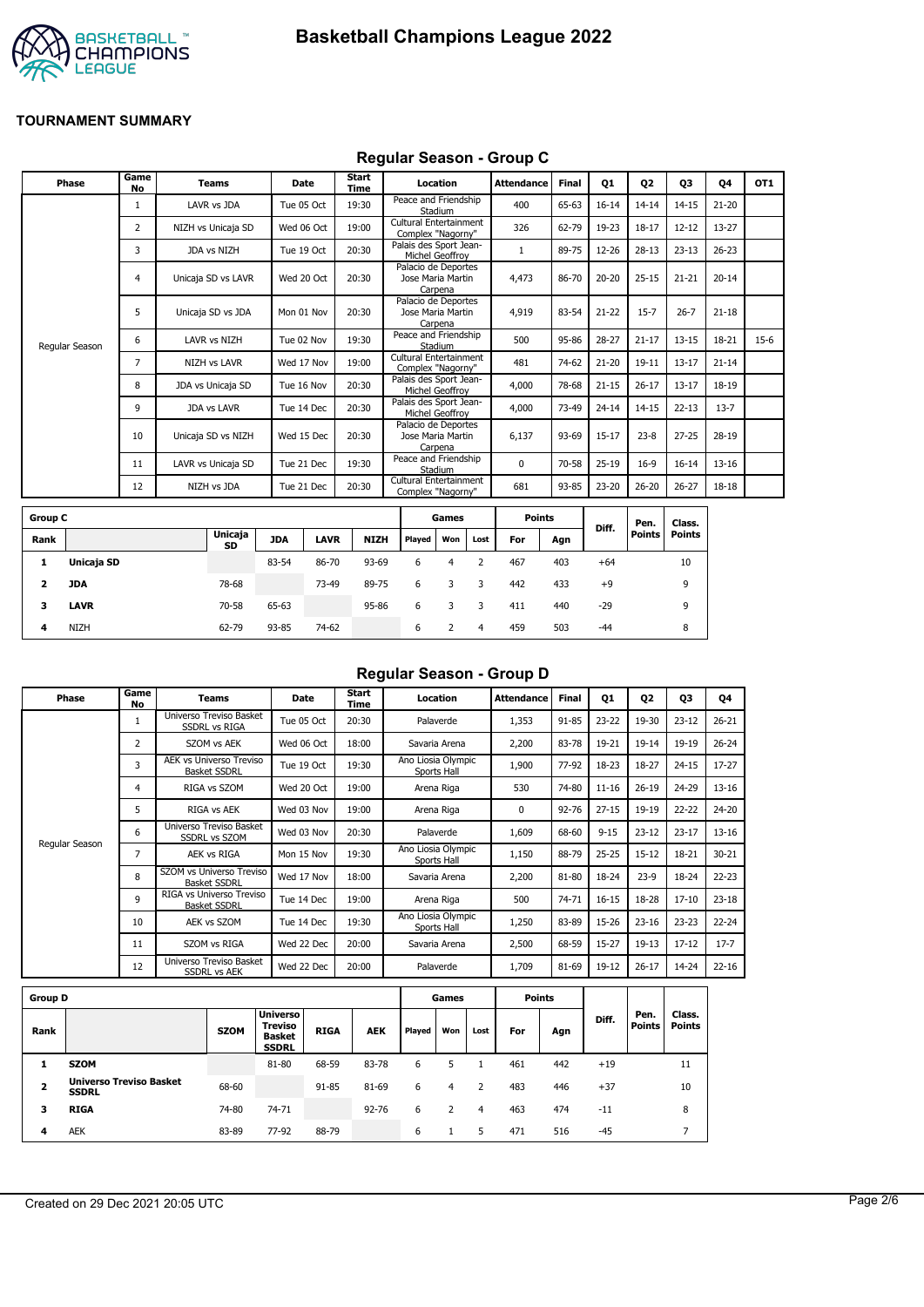# Basketball Champions League 2022

**TOURNAMENT SUMMARY**

## Regular Season - Group C

| Phase | Game No | Teams | Date | Start Time | Location | Attendance | Final | Q1 | Q2 | Q3 | Q4 | OT1 |
|---|---|---|---|---|---|---|---|---|---|---|---|---|
| Regular Season | 1 | LAVR vs JDA | Tue 05 Oct | 19:30 | Peace and Friendship Stadium | 400 | 65-63 | 16-14 | 14-14 | 14-15 | 21-20 | |
| | 2 | NIZH vs Unicaja SD | Wed 06 Oct | 19:00 | Cultural Entertainment Complex "Nagorny" | 326 | 62-79 | 19-23 | 18-17 | 12-12 | 13-27 | |
| | 3 | JDA vs NIZH | Tue 19 Oct | 20:30 | Palais des Sport Jean-Michel Geoffroy | 1 | 89-75 | 12-26 | 28-13 | 23-13 | 26-23 | |
| | 4 | Unicaja SD vs LAVR | Wed 20 Oct | 20:30 | Palacio de Deportes Jose Maria Martin Carpena | 4,473 | 86-70 | 20-20 | 25-15 | 21-21 | 20-14 | |
| | 5 | Unicaja SD vs JDA | Mon 01 Nov | 20:30 | Palacio de Deportes Jose Maria Martin Carpena | 4,919 | 83-54 | 21-22 | 15-7 | 26-7 | 21-18 | |
| | 6 | LAVR vs NIZH | Tue 02 Nov | 19:30 | Peace and Friendship Stadium | 500 | 95-86 | 28-27 | 21-17 | 13-15 | 18-21 | 15-6 |
| | 7 | NIZH vs LAVR | Wed 17 Nov | 19:00 | Cultural Entertainment Complex "Nagorny" | 481 | 74-62 | 21-20 | 19-11 | 13-17 | 21-14 | |
| | 8 | JDA vs Unicaja SD | Tue 16 Nov | 20:30 | Palais des Sport Jean-Michel Geoffroy | 4,000 | 78-68 | 21-15 | 26-17 | 13-17 | 18-19 | |
| | 9 | JDA vs LAVR | Tue 14 Dec | 20:30 | Palais des Sport Jean-Michel Geoffroy | 4,000 | 73-49 | 24-14 | 14-15 | 22-13 | 13-7 | |
| | 10 | Unicaja SD vs NIZH | Wed 15 Dec | 20:30 | Palacio de Deportes Jose Maria Martin Carpena | 6,137 | 93-69 | 15-17 | 23-8 | 27-25 | 28-19 | |
| | 11 | LAVR vs Unicaja SD | Tue 21 Dec | 19:30 | Peace and Friendship Stadium | 0 | 70-58 | 25-19 | 16-9 | 16-14 | 13-16 | |
| | 12 | NIZH vs JDA | Tue 21 Dec | 20:30 | Cultural Entertainment Complex "Nagorny" | 681 | 93-85 | 23-20 | 26-20 | 26-27 | 18-18 | |

| Group C | | | | | | Games | | | Points | | Diff. | Pen. Points | Class. Points |
|---|---|---|---|---|---|---|---|---|---|---|---|---|---|
| Rank | | Unicaja SD | JDA | LAVR | NIZH | Played | Won | Lost | For | Agn | | | |
| 1 | **Unicaja SD** | | 83-54 | 86-70 | 93-69 | 6 | 4 | 2 | 467 | 403 | +64 | | 10 |
| 2 | **JDA** | 78-68 | | 73-49 | 89-75 | 6 | 3 | 3 | 442 | 433 | +9 | | 9 |
| 3 | **LAVR** | 70-58 | 65-63 | | 95-86 | 6 | 3 | 3 | 411 | 440 | -29 | | 9 |
| 4 | NIZH | 62-79 | 93-85 | 74-62 | | 6 | 2 | 4 | 459 | 503 | -44 | | 8 |

## Regular Season - Group D

| Phase | Game No | Teams | Date | Start Time | Location | Attendance | Final | Q1 | Q2 | Q3 | Q4 |
|---|---|---|---|---|---|---|---|---|---|---|---|
| Regular Season | 1 | Universo Treviso Basket SSDRL vs RIGA | Tue 05 Oct | 20:30 | Palaverde | 1,353 | 91-85 | 23-22 | 19-30 | 23-12 | 26-21 |
| | 2 | SZOM vs AEK | Wed 06 Oct | 18:00 | Savaria Arena | 2,200 | 83-78 | 19-21 | 19-14 | 19-19 | 26-24 |
| | 3 | AEK vs Universo Treviso Basket SSDRL | Tue 19 Oct | 19:30 | Ano Liosia Olympic Sports Hall | 1,900 | 77-92 | 18-23 | 18-27 | 24-15 | 17-27 |
| | 4 | RIGA vs SZOM | Wed 20 Oct | 19:00 | Arena Riga | 530 | 74-80 | 11-16 | 26-19 | 24-29 | 13-16 |
| | 5 | RIGA vs AEK | Wed 03 Nov | 19:00 | Arena Riga | 0 | 92-76 | 27-15 | 19-19 | 22-22 | 24-20 |
| | 6 | Universo Treviso Basket SSDRL vs SZOM | Wed 03 Nov | 20:30 | Palaverde | 1,609 | 68-60 | 9-15 | 23-12 | 23-17 | 13-16 |
| | 7 | AEK vs RIGA | Mon 15 Nov | 19:30 | Ano Liosia Olympic Sports Hall | 1,150 | 88-79 | 25-25 | 15-12 | 18-21 | 30-21 |
| | 8 | SZOM vs Universo Treviso Basket SSDRL | Wed 17 Nov | 18:00 | Savaria Arena | 2,200 | 81-80 | 18-24 | 23-9 | 18-24 | 22-23 |
| | 9 | RIGA vs Universo Treviso Basket SSDRL | Tue 14 Dec | 19:00 | Arena Riga | 500 | 74-71 | 16-15 | 18-28 | 17-10 | 23-18 |
| | 10 | AEK vs SZOM | Tue 14 Dec | 19:30 | Ano Liosia Olympic Sports Hall | 1,250 | 83-89 | 15-26 | 23-16 | 23-23 | 22-24 |
| | 11 | SZOM vs RIGA | Wed 22 Dec | 20:00 | Savaria Arena | 2,500 | 68-59 | 15-27 | 19-13 | 17-12 | 17-7 |
| | 12 | Universo Treviso Basket SSDRL vs AEK | Wed 22 Dec | 20:00 | Palaverde | 1,709 | 81-69 | 19-12 | 26-17 | 14-24 | 22-16 |

| Group D | | | | | | Games | | | Points | | Diff. | Pen. Points | Class. Points |
|---|---|---|---|---|---|---|---|---|---|---|---|---|---|
| Rank | | SZOM | Universo Treviso Basket SSDRL | RIGA | AEK | Played | Won | Lost | For | Agn | | | |
| 1 | **SZOM** | | 81-80 | 68-59 | 83-78 | 6 | 5 | 1 | 461 | 442 | +19 | | 11 |
| 2 | **Universo Treviso Basket SSDRL** | 68-60 | | 91-85 | 81-69 | 6 | 4 | 2 | 483 | 446 | +37 | | 10 |
| 3 | **RIGA** | 74-80 | 74-71 | | 92-76 | 6 | 2 | 4 | 463 | 474 | -11 | | 8 |
| 4 | AEK | 83-89 | 77-92 | 88-79 | | 6 | 1 | 5 | 471 | 516 | -45 | | 7 |

Created on 29 Dec 2021 20:05 UTC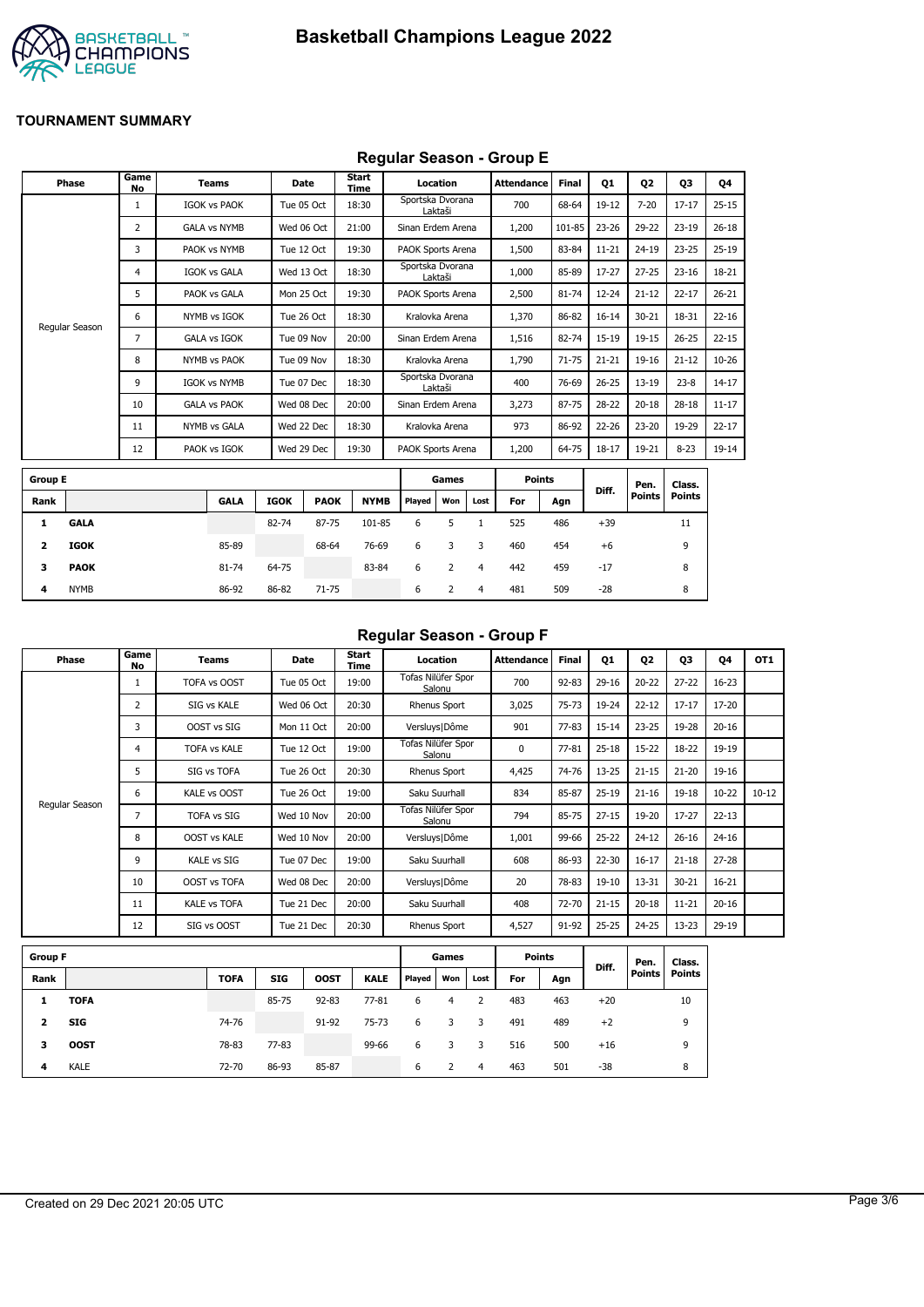# Basketball Champions League 2022

**TOURNAMENT SUMMARY**

## Regular Season - Group E

| Phase | Game No | Teams | Date | Start Time | Location | Attendance | Final | Q1 | Q2 | Q3 | Q4 |
|---|---|---|---|---|---|---|---|---|---|---|---|
| Regular Season | 1 | IGOK vs PAOK | Tue 05 Oct | 18:30 | Sportska Dvorana Laktaši | 700 | 68-64 | 19-12 | 7-20 | 17-17 | 25-15 |
| | 2 | GALA vs NYMB | Wed 06 Oct | 21:00 | Sinan Erdem Arena | 1,200 | 101-85 | 23-26 | 29-22 | 23-19 | 26-18 |
| | 3 | PAOK vs NYMB | Tue 12 Oct | 19:30 | PAOK Sports Arena | 1,500 | 83-84 | 11-21 | 24-19 | 23-25 | 25-19 |
| | 4 | IGOK vs GALA | Wed 13 Oct | 18:30 | Sportska Dvorana Laktaši | 1,000 | 85-89 | 17-27 | 27-25 | 23-16 | 18-21 |
| | 5 | PAOK vs GALA | Mon 25 Oct | 19:30 | PAOK Sports Arena | 2,500 | 81-74 | 12-24 | 21-12 | 22-17 | 26-21 |
| | 6 | NYMB vs IGOK | Tue 26 Oct | 18:30 | Kralovka Arena | 1,370 | 86-82 | 16-14 | 30-21 | 18-31 | 22-16 |
| | 7 | GALA vs IGOK | Tue 09 Nov | 20:00 | Sinan Erdem Arena | 1,516 | 82-74 | 15-19 | 19-15 | 26-25 | 22-15 |
| | 8 | NYMB vs PAOK | Tue 09 Nov | 18:30 | Kralovka Arena | 1,790 | 71-75 | 21-21 | 19-16 | 21-12 | 10-26 |
| | 9 | IGOK vs NYMB | Tue 07 Dec | 18:30 | Sportska Dvorana Laktaši | 400 | 76-69 | 26-25 | 13-19 | 23-8 | 14-17 |
| | 10 | GALA vs PAOK | Wed 08 Dec | 20:00 | Sinan Erdem Arena | 3,273 | 87-75 | 28-22 | 20-18 | 28-18 | 11-17 |
| | 11 | NYMB vs GALA | Wed 22 Dec | 18:30 | Kralovka Arena | 973 | 86-92 | 22-26 | 23-20 | 19-29 | 22-17 |
| | 12 | PAOK vs IGOK | Wed 29 Dec | 19:30 | PAOK Sports Arena | 1,200 | 64-75 | 18-17 | 19-21 | 8-23 | 19-14 |

| Group E | | | | | | Games | | | Points | | Diff. | Pen. Points | Class. Points |
|---|---|---|---|---|---|---|---|---|---|---|---|---|---|
| Rank | | GALA | IGOK | PAOK | NYMB | Played | Won | Lost | For | Agn | | | |
| 1 | **GALA** | | 82-74 | 87-75 | 101-85 | 6 | 5 | 1 | 525 | 486 | +39 | | 11 |
| 2 | **IGOK** | 85-89 | | 68-64 | 76-69 | 6 | 3 | 3 | 460 | 454 | +6 | | 9 |
| 3 | **PAOK** | 81-74 | 64-75 | | 83-84 | 6 | 2 | 4 | 442 | 459 | -17 | | 8 |
| 4 | NYMB | 86-92 | 86-82 | 71-75 | | 6 | 2 | 4 | 481 | 509 | -28 | | 8 |

## Regular Season - Group F

| Phase | Game No | Teams | Date | Start Time | Location | Attendance | Final | Q1 | Q2 | Q3 | Q4 | OT1 |
|---|---|---|---|---|---|---|---|---|---|---|---|---|
| Regular Season | 1 | TOFA vs OOST | Tue 05 Oct | 19:00 | Tofas Nilüfer Spor Salonu | 700 | 92-83 | 29-16 | 20-22 | 27-22 | 16-23 | |
| | 2 | SIG vs KALE | Wed 06 Oct | 20:30 | Rhenus Sport | 3,025 | 75-73 | 19-24 | 22-12 | 17-17 | 17-20 | |
| | 3 | OOST vs SIG | Mon 11 Oct | 20:00 | Versluys\|Dôme | 901 | 77-83 | 15-14 | 23-25 | 19-28 | 20-16 | |
| | 4 | TOFA vs KALE | Tue 12 Oct | 19:00 | Tofas Nilüfer Spor Salonu | 0 | 77-81 | 25-18 | 15-22 | 18-22 | 19-19 | |
| | 5 | SIG vs TOFA | Tue 26 Oct | 20:30 | Rhenus Sport | 4,425 | 74-76 | 13-25 | 21-15 | 21-20 | 19-16 | |
| | 6 | KALE vs OOST | Tue 26 Oct | 19:00 | Saku Suurhall | 834 | 85-87 | 25-19 | 21-16 | 19-18 | 10-22 | 10-12 |
| | 7 | TOFA vs SIG | Wed 10 Nov | 20:00 | Tofas Nilüfer Spor Salonu | 794 | 85-75 | 27-15 | 19-20 | 17-27 | 22-13 | |
| | 8 | OOST vs KALE | Wed 10 Nov | 20:00 | Versluys\|Dôme | 1,001 | 99-66 | 25-22 | 24-12 | 26-16 | 24-16 | |
| | 9 | KALE vs SIG | Tue 07 Dec | 19:00 | Saku Suurhall | 608 | 86-93 | 22-30 | 16-17 | 21-18 | 27-28 | |
| | 10 | OOST vs TOFA | Wed 08 Dec | 20:00 | Versluys\|Dôme | 20 | 78-83 | 19-10 | 13-31 | 30-21 | 16-21 | |
| | 11 | KALE vs TOFA | Tue 21 Dec | 20:00 | Saku Suurhall | 408 | 72-70 | 21-15 | 20-18 | 11-21 | 20-16 | |
| | 12 | SIG vs OOST | Tue 21 Dec | 20:30 | Rhenus Sport | 4,527 | 91-92 | 25-25 | 24-25 | 13-23 | 29-19 | |

| Group F | | | | | | Games | | | Points | | Diff. | Pen. Points | Class. Points |
|---|---|---|---|---|---|---|---|---|---|---|---|---|---|
| Rank | | TOFA | SIG | OOST | KALE | Played | Won | Lost | For | Agn | | | |
| 1 | **TOFA** | | 85-75 | 92-83 | 77-81 | 6 | 4 | 2 | 483 | 463 | +20 | | 10 |
| 2 | **SIG** | 74-76 | | 91-92 | 75-73 | 6 | 3 | 3 | 491 | 489 | +2 | | 9 |
| 3 | **OOST** | 78-83 | 77-83 | | 99-66 | 6 | 3 | 3 | 516 | 500 | +16 | | 9 |
| 4 | KALE | 72-70 | 86-93 | 85-87 | | 6 | 2 | 4 | 463 | 501 | -38 | | 8 |

Created on 29 Dec 2021 20:05 UTC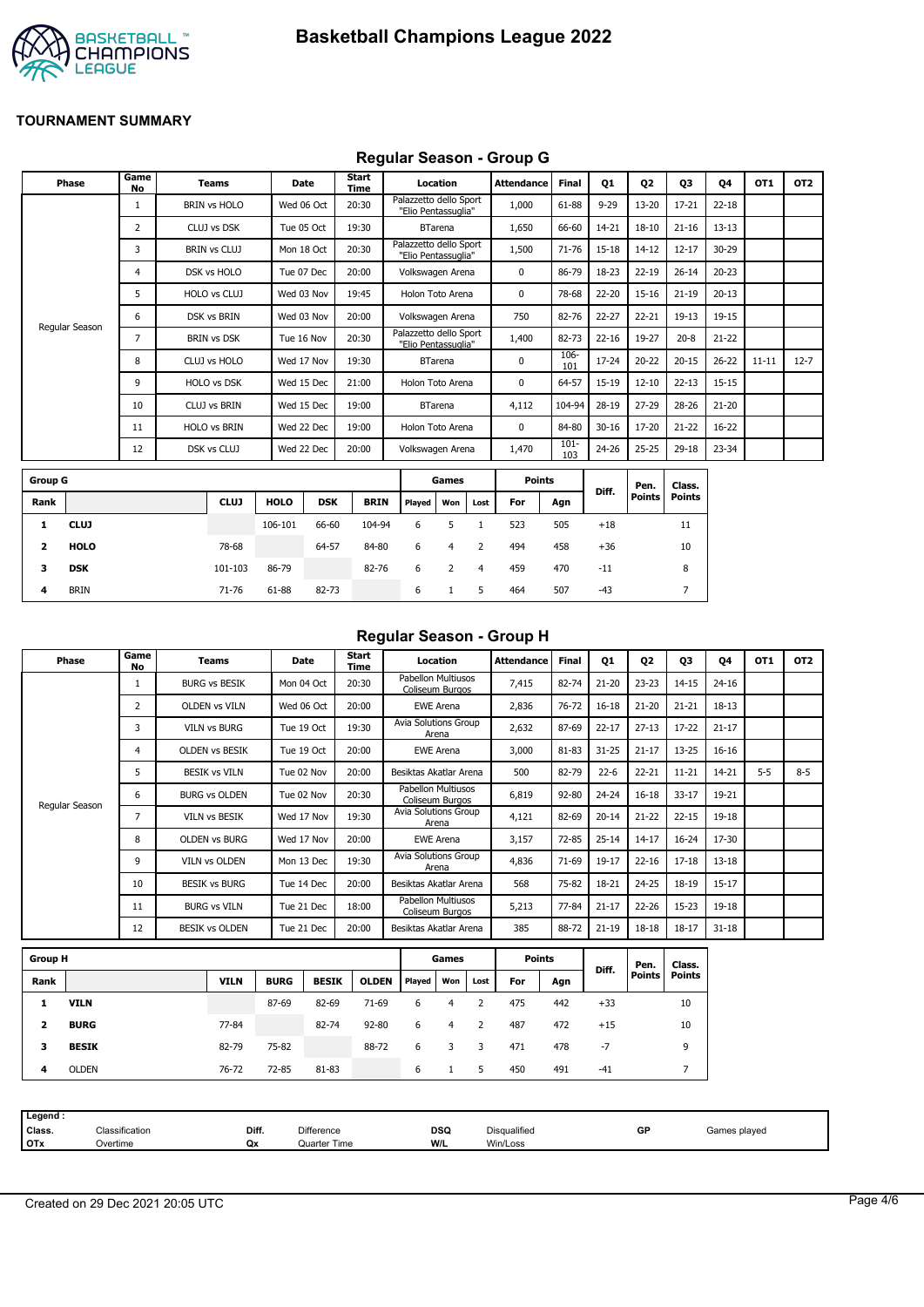# Basketball Champions League 2022

**TOURNAMENT SUMMARY**

## Regular Season - Group G

| Phase | Game No | Teams | Date | Start Time | Location | Attendance | Final | Q1 | Q2 | Q3 | Q4 | OT1 | OT2 |
|---|---|---|---|---|---|---|---|---|---|---|---|---|---|
| Regular Season | 1 | BRIN vs HOLO | Wed 06 Oct | 20:30 | Palazzetto dello Sport "Elio Pentassuglia" | 1,000 | 61-88 | 9-29 | 13-20 | 17-21 | 22-18 | | |
| | 2 | CLUJ vs DSK | Tue 05 Oct | 19:30 | BTarena | 1,650 | 66-60 | 14-21 | 18-10 | 21-16 | 13-13 | | |
| | 3 | BRIN vs CLUJ | Mon 18 Oct | 20:30 | Palazzetto dello Sport "Elio Pentassuglia" | 1,500 | 71-76 | 15-18 | 14-12 | 12-17 | 30-29 | | |
| | 4 | DSK vs HOLO | Tue 07 Dec | 20:00 | Volkswagen Arena | 0 | 86-79 | 18-23 | 22-19 | 26-14 | 20-23 | | |
| | 5 | HOLO vs CLUJ | Wed 03 Nov | 19:45 | Holon Toto Arena | 0 | 78-68 | 22-20 | 15-16 | 21-19 | 20-13 | | |
| | 6 | DSK vs BRIN | Wed 03 Nov | 20:00 | Volkswagen Arena | 750 | 82-76 | 22-27 | 22-21 | 19-13 | 19-15 | | |
| | 7 | BRIN vs DSK | Tue 16 Nov | 20:30 | Palazzetto dello Sport "Elio Pentassuglia" | 1,400 | 82-73 | 22-16 | 19-27 | 20-8 | 21-22 | | |
| | 8 | CLUJ vs HOLO | Wed 17 Nov | 19:30 | BTarena | 0 | 106-101 | 17-24 | 20-22 | 20-15 | 26-22 | 11-11 | 12-7 |
| | 9 | HOLO vs DSK | Wed 15 Dec | 21:00 | Holon Toto Arena | 0 | 64-57 | 15-19 | 12-10 | 22-13 | 15-15 | | |
| | 10 | CLUJ vs BRIN | Wed 15 Dec | 19:00 | BTarena | 4,112 | 104-94 | 28-19 | 27-29 | 28-26 | 21-20 | | |
| | 11 | HOLO vs BRIN | Wed 22 Dec | 19:00 | Holon Toto Arena | 0 | 84-80 | 30-16 | 17-20 | 21-22 | 16-22 | | |
| | 12 | DSK vs CLUJ | Wed 22 Dec | 20:00 | Volkswagen Arena | 1,470 | 101-103 | 24-26 | 25-25 | 29-18 | 23-34 | | |

| Group G | | | | | | Games | | | Points | | Diff. | Pen. Points | Class. Points |
|---|---|---|---|---|---|---|---|---|---|---|---|---|---|
| Rank | | CLUJ | HOLO | DSK | BRIN | Played | Won | Lost | For | Agn | | | |
| 1 | **CLUJ** | | 106-101 | 66-60 | 104-94 | 6 | 5 | 1 | 523 | 505 | +18 | | 11 |
| 2 | **HOLO** | 78-68 | | 64-57 | 84-80 | 6 | 4 | 2 | 494 | 458 | +36 | | 10 |
| 3 | **DSK** | 101-103 | 86-79 | | 82-76 | 6 | 2 | 4 | 459 | 470 | -11 | | 8 |
| 4 | BRIN | 71-76 | 61-88 | 82-73 | | 6 | 1 | 5 | 464 | 507 | -43 | | 7 |

## Regular Season - Group H

| Phase | Game No | Teams | Date | Start Time | Location | Attendance | Final | Q1 | Q2 | Q3 | Q4 | OT1 | OT2 |
|---|---|---|---|---|---|---|---|---|---|---|---|---|---|
| Regular Season | 1 | BURG vs BESIK | Mon 04 Oct | 20:30 | Pabellon Multiusos Coliseum Burgos | 7,415 | 82-74 | 21-20 | 23-23 | 14-15 | 24-16 | | |
| | 2 | OLDEN vs VILN | Wed 06 Oct | 20:00 | EWE Arena | 2,836 | 76-72 | 16-18 | 21-20 | 21-21 | 18-13 | | |
| | 3 | VILN vs BURG | Tue 19 Oct | 19:30 | Avia Solutions Group Arena | 2,632 | 87-69 | 22-17 | 27-13 | 17-22 | 21-17 | | |
| | 4 | OLDEN vs BESIK | Tue 19 Oct | 20:00 | EWE Arena | 3,000 | 81-83 | 31-25 | 21-17 | 13-25 | 16-16 | | |
| | 5 | BESIK vs VILN | Tue 02 Nov | 20:00 | Besiktas Akatlar Arena | 500 | 82-79 | 22-6 | 22-21 | 11-21 | 14-21 | 5-5 | 8-5 |
| | 6 | BURG vs OLDEN | Tue 02 Nov | 20:30 | Pabellon Multiusos Coliseum Burgos | 6,819 | 92-80 | 24-24 | 16-18 | 33-17 | 19-21 | | |
| | 7 | VILN vs BESIK | Wed 17 Nov | 19:30 | Avia Solutions Group Arena | 4,121 | 82-69 | 20-14 | 21-22 | 22-15 | 19-18 | | |
| | 8 | OLDEN vs BURG | Wed 17 Nov | 20:00 | EWE Arena | 3,157 | 72-85 | 25-14 | 14-17 | 16-24 | 17-30 | | |
| | 9 | VILN vs OLDEN | Mon 13 Dec | 19:30 | Avia Solutions Group Arena | 4,836 | 71-69 | 19-17 | 22-16 | 17-18 | 13-18 | | |
| | 10 | BESIK vs BURG | Tue 14 Dec | 20:00 | Besiktas Akatlar Arena | 568 | 75-82 | 18-21 | 24-25 | 18-19 | 15-17 | | |
| | 11 | BURG vs VILN | Tue 21 Dec | 18:00 | Pabellon Multiusos Coliseum Burgos | 5,213 | 77-84 | 21-17 | 22-26 | 15-23 | 19-18 | | |
| | 12 | BESIK vs OLDEN | Tue 21 Dec | 20:00 | Besiktas Akatlar Arena | 385 | 88-72 | 21-19 | 18-18 | 18-17 | 31-18 | | |

| Group H | | | | | | Games | | | Points | | Diff. | Pen. Points | Class. Points |
|---|---|---|---|---|---|---|---|---|---|---|---|---|---|
| Rank | | VILN | BURG | BESIK | OLDEN | Played | Won | Lost | For | Agn | | | |
| 1 | **VILN** | | 87-69 | 82-69 | 71-69 | 6 | 4 | 2 | 475 | 442 | +33 | | 10 |
| 2 | **BURG** | 77-84 | | 82-74 | 92-80 | 6 | 4 | 2 | 487 | 472 | +15 | | 10 |
| 3 | **BESIK** | 82-79 | 75-82 | | 88-72 | 6 | 3 | 3 | 471 | 478 | -7 | | 9 |
| 4 | OLDEN | 76-72 | 72-85 | 81-83 | | 6 | 1 | 5 | 450 | 491 | -41 | | 7 |

| Legend : | | | | | | | |
|---|---|---|---|---|---|---|---|
| Class. | Classification | Diff. | Difference | DSQ | Disqualified | GP | Games played |
| OTx | Overtime | Qx | Quarter Time | W/L | Win/Loss | | |

Created on 29 Dec 2021 20:05 UTC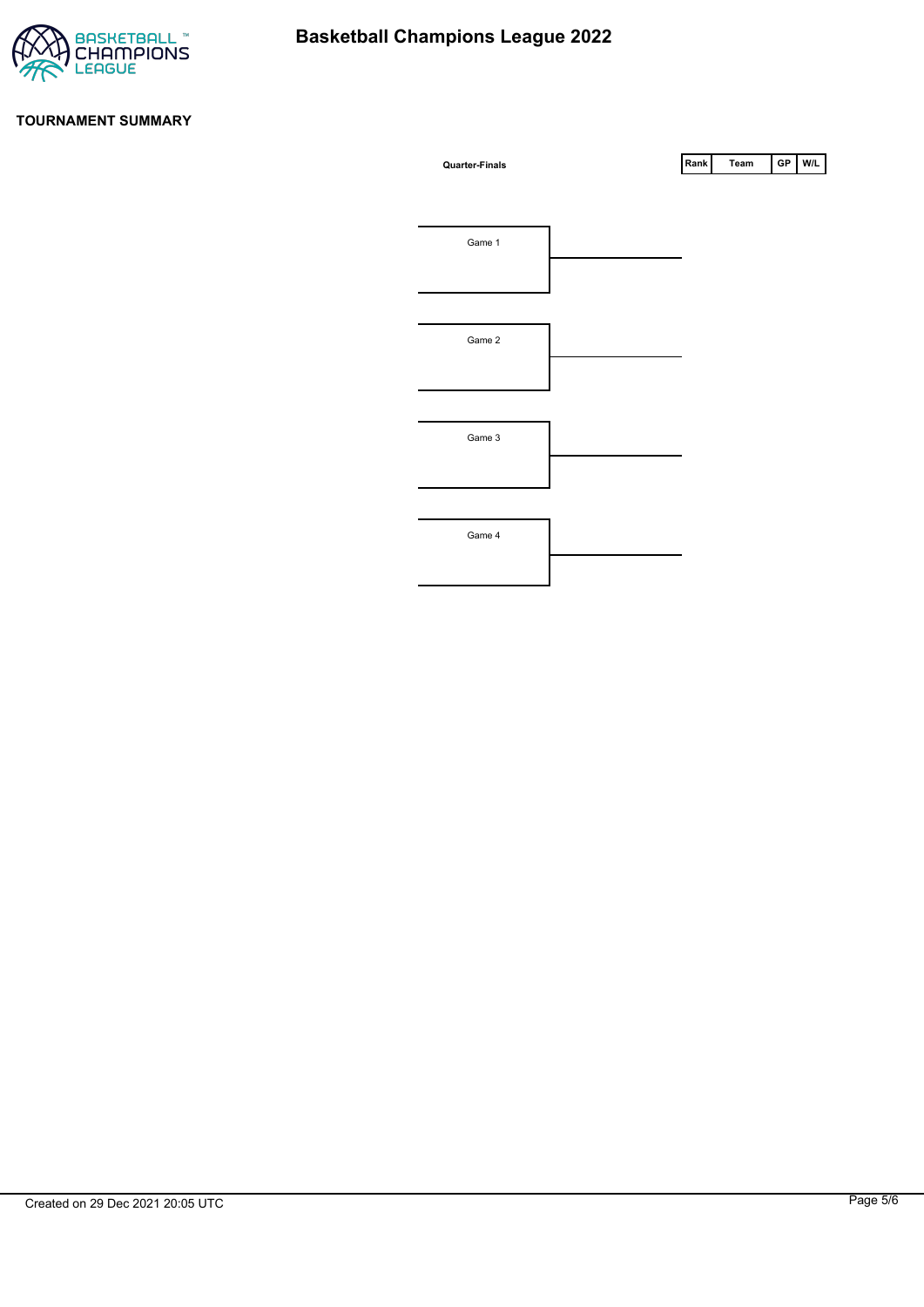# Basketball Champions League 2022

## TOURNAMENT SUMMARY

**Quarter-Finals**

| Rank | Team | GP | W/L |
|---|---|---|---|

Game 1

Game 2

Game 3

Game 4

Created on 29 Dec 2021 20:05 UTC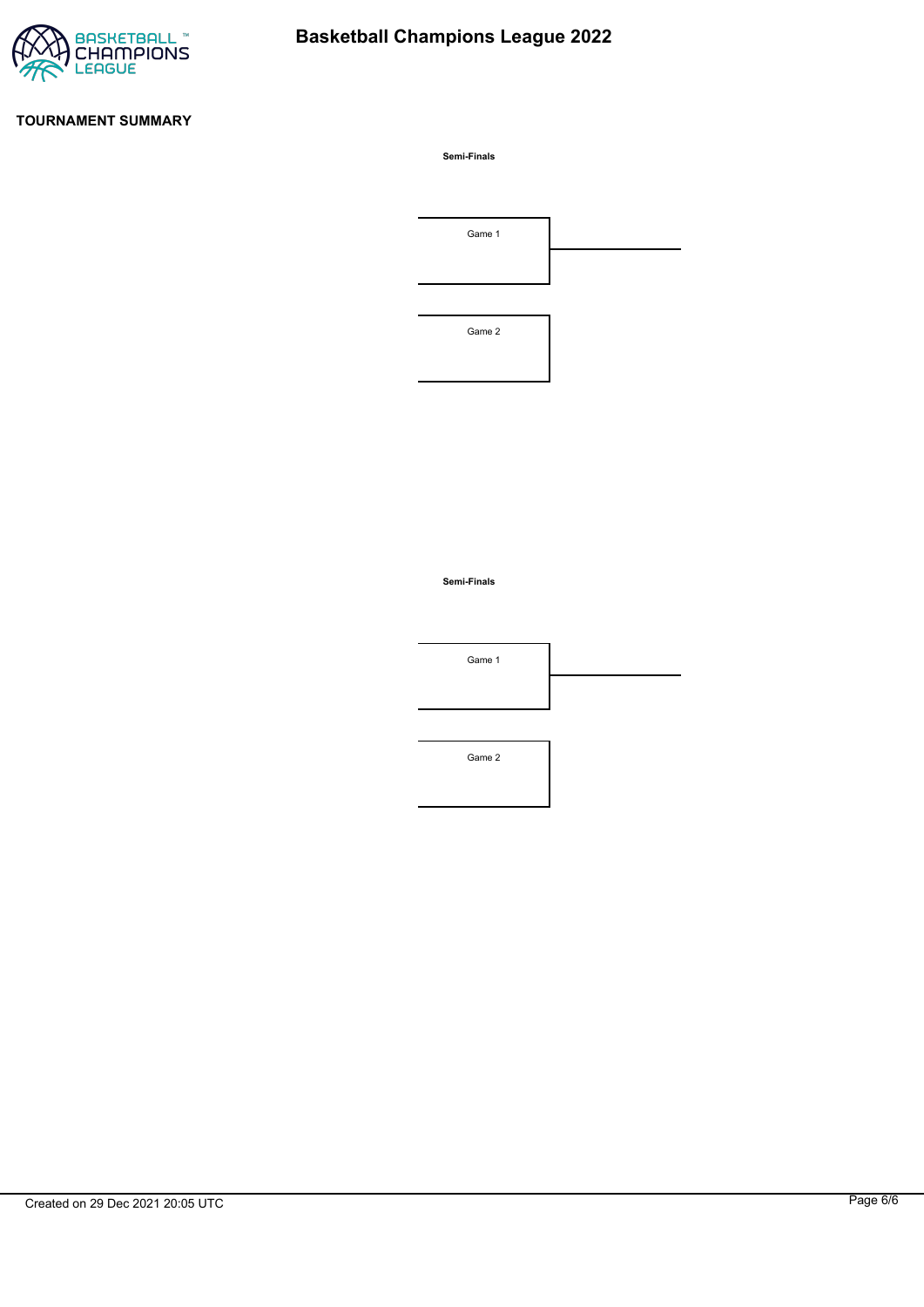# Basketball Champions League 2022

## TOURNAMENT SUMMARY

**Semi-Finals**

Game 1

Game 2

**Semi-Finals**

Game 1

Game 2

Created on 29 Dec 2021 20:05 UTC